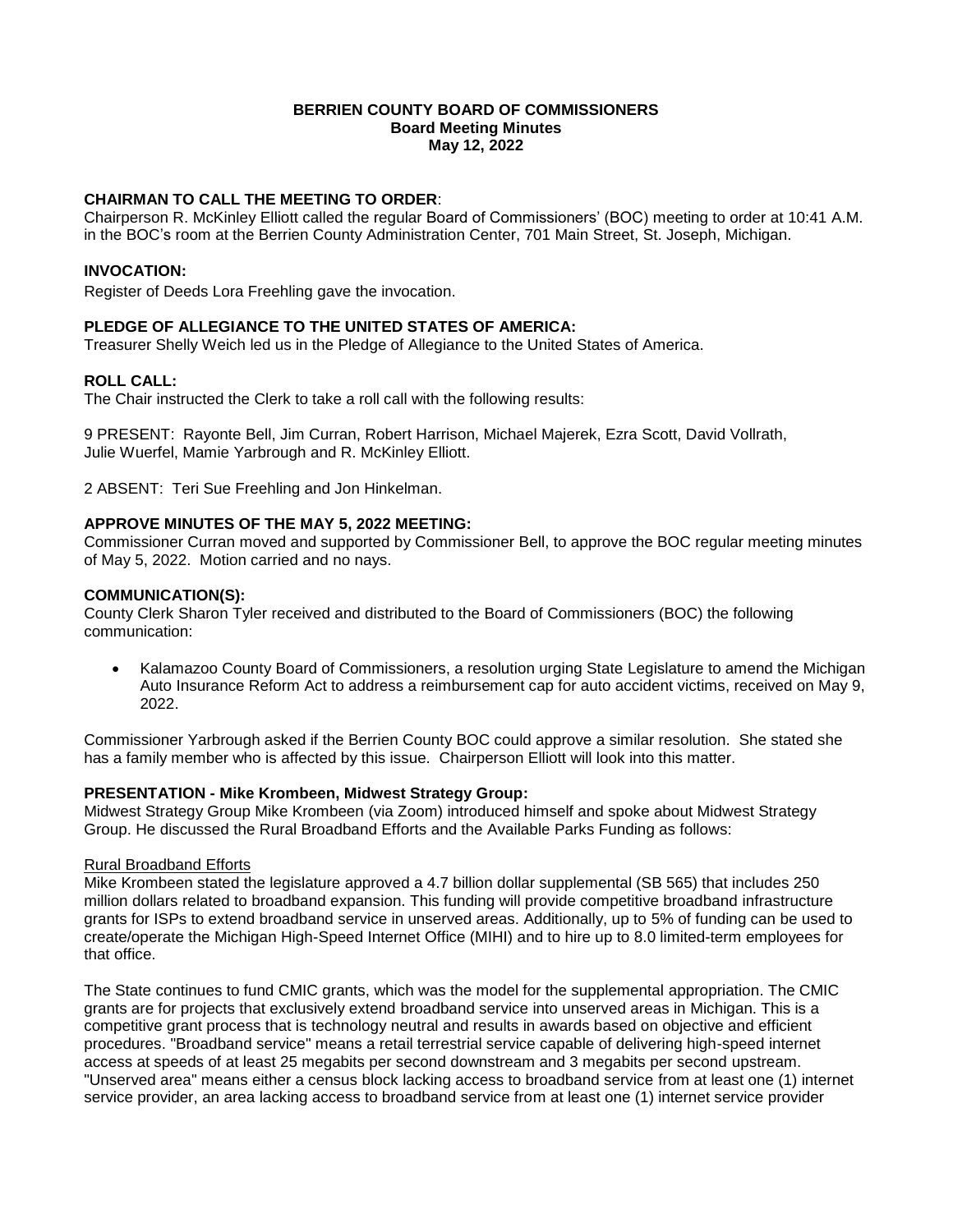**BERRIEN COUNTY BOARD OF COMMISSIONERS**
**Board Meeting Minutes**
**May 12, 2022**

**CHAIRMAN TO CALL THE MEETING TO ORDER**:
Chairperson R. McKinley Elliott called the regular Board of Commissioners' (BOC) meeting to order at 10:41 A.M. in the BOC's room at the Berrien County Administration Center, 701 Main Street, St. Joseph, Michigan.

**INVOCATION:**
Register of Deeds Lora Freehling gave the invocation.

**PLEDGE OF ALLEGIANCE TO THE UNITED STATES OF AMERICA:**
Treasurer Shelly Weich led us in the Pledge of Allegiance to the United States of America.

**ROLL CALL:**
The Chair instructed the Clerk to take a roll call with the following results:

9 PRESENT: Rayonte Bell, Jim Curran, Robert Harrison, Michael Majerek, Ezra Scott, David Vollrath, Julie Wuerfel, Mamie Yarbrough and R. McKinley Elliott.

2 ABSENT: Teri Sue Freehling and Jon Hinkelman.

**APPROVE MINUTES OF THE MAY 5, 2022 MEETING:**
Commissioner Curran moved and supported by Commissioner Bell, to approve the BOC regular meeting minutes of May 5, 2022. Motion carried and no nays.

**COMMUNICATION(S):**
County Clerk Sharon Tyler received and distributed to the Board of Commissioners (BOC) the following communication:

- Kalamazoo County Board of Commissioners, a resolution urging State Legislature to amend the Michigan Auto Insurance Reform Act to address a reimbursement cap for auto accident victims, received on May 9, 2022.

Commissioner Yarbrough asked if the Berrien County BOC could approve a similar resolution. She stated she has a family member who is affected by this issue. Chairperson Elliott will look into this matter.

**PRESENTATION - Mike Krombeen, Midwest Strategy Group:**
Midwest Strategy Group Mike Krombeen (via Zoom) introduced himself and spoke about Midwest Strategy Group. He discussed the Rural Broadband Efforts and the Available Parks Funding as follows:

Rural Broadband Efforts
Mike Krombeen stated the legislature approved a 4.7 billion dollar supplemental (SB 565) that includes 250 million dollars related to broadband expansion. This funding will provide competitive broadband infrastructure grants for ISPs to extend broadband service in unserved areas. Additionally, up to 5% of funding can be used to create/operate the Michigan High-Speed Internet Office (MIHI) and to hire up to 8.0 limited-term employees for that office.

The State continues to fund CMIC grants, which was the model for the supplemental appropriation. The CMIC grants are for projects that exclusively extend broadband service into unserved areas in Michigan. This is a competitive grant process that is technology neutral and results in awards based on objective and efficient procedures. "Broadband service" means a retail terrestrial service capable of delivering high-speed internet access at speeds of at least 25 megabits per second downstream and 3 megabits per second upstream. "Unserved area" means either a census block lacking access to broadband service from at least one (1) internet service provider, an area lacking access to broadband service from at least one (1) internet service provider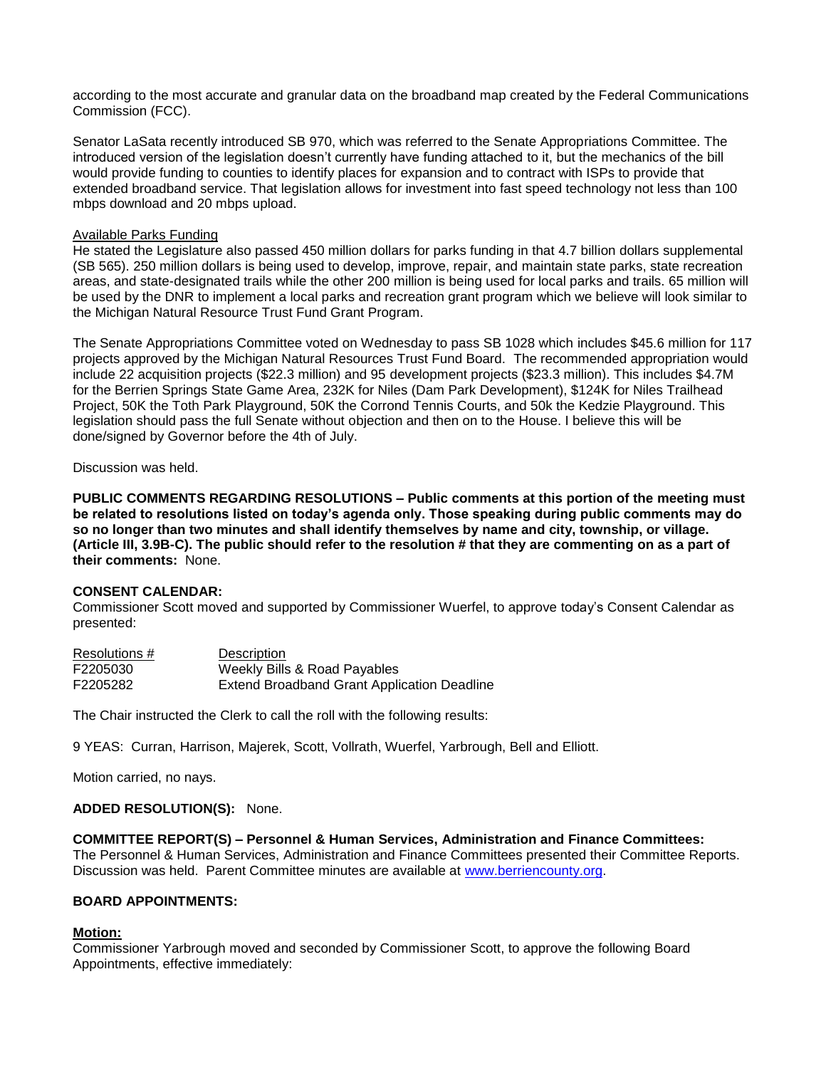according to the most accurate and granular data on the broadband map created by the Federal Communications Commission (FCC).

Senator LaSata recently introduced SB 970, which was referred to the Senate Appropriations Committee. The introduced version of the legislation doesn't currently have funding attached to it, but the mechanics of the bill would provide funding to counties to identify places for expansion and to contract with ISPs to provide that extended broadband service. That legislation allows for investment into fast speed technology not less than 100 mbps download and 20 mbps upload.

Available Parks Funding

He stated the Legislature also passed 450 million dollars for parks funding in that 4.7 billion dollars supplemental (SB 565). 250 million dollars is being used to develop, improve, repair, and maintain state parks, state recreation areas, and state-designated trails while the other 200 million is being used for local parks and trails. 65 million will be used by the DNR to implement a local parks and recreation grant program which we believe will look similar to the Michigan Natural Resource Trust Fund Grant Program.

The Senate Appropriations Committee voted on Wednesday to pass SB 1028 which includes $45.6 million for 117 projects approved by the Michigan Natural Resources Trust Fund Board. The recommended appropriation would include 22 acquisition projects ($22.3 million) and 95 development projects ($23.3 million). This includes $4.7M for the Berrien Springs State Game Area, 232K for Niles (Dam Park Development), $124K for Niles Trailhead Project, 50K the Toth Park Playground, 50K the Corrond Tennis Courts, and 50k the Kedzie Playground. This legislation should pass the full Senate without objection and then on to the House. I believe this will be done/signed by Governor before the 4th of July.

Discussion was held.

**PUBLIC COMMENTS REGARDING RESOLUTIONS – Public comments at this portion of the meeting must be related to resolutions listed on today's agenda only. Those speaking during public comments may do so no longer than two minutes and shall identify themselves by name and city, township, or village. (Article III, 3.9B-C). The public should refer to the resolution # that they are commenting on as a part of their comments:** None.

**CONSENT CALENDAR:**

Commissioner Scott moved and supported by Commissioner Wuerfel, to approve today's Consent Calendar as presented:

| Resolutions # | Description |
|---|---|
| F2205030 | Weekly Bills & Road Payables |
| F2205282 | Extend Broadband Grant Application Deadline |

The Chair instructed the Clerk to call the roll with the following results:

9 YEAS: Curran, Harrison, Majerek, Scott, Vollrath, Wuerfel, Yarbrough, Bell and Elliott.

Motion carried, no nays.

**ADDED RESOLUTION(S):** None.

**COMMITTEE REPORT(S) – Personnel & Human Services, Administration and Finance Committees:**

The Personnel & Human Services, Administration and Finance Committees presented their Committee Reports. Discussion was held. Parent Committee minutes are available at www.berriencounty.org.

**BOARD APPOINTMENTS:**

**Motion:**

Commissioner Yarbrough moved and seconded by Commissioner Scott, to approve the following Board Appointments, effective immediately: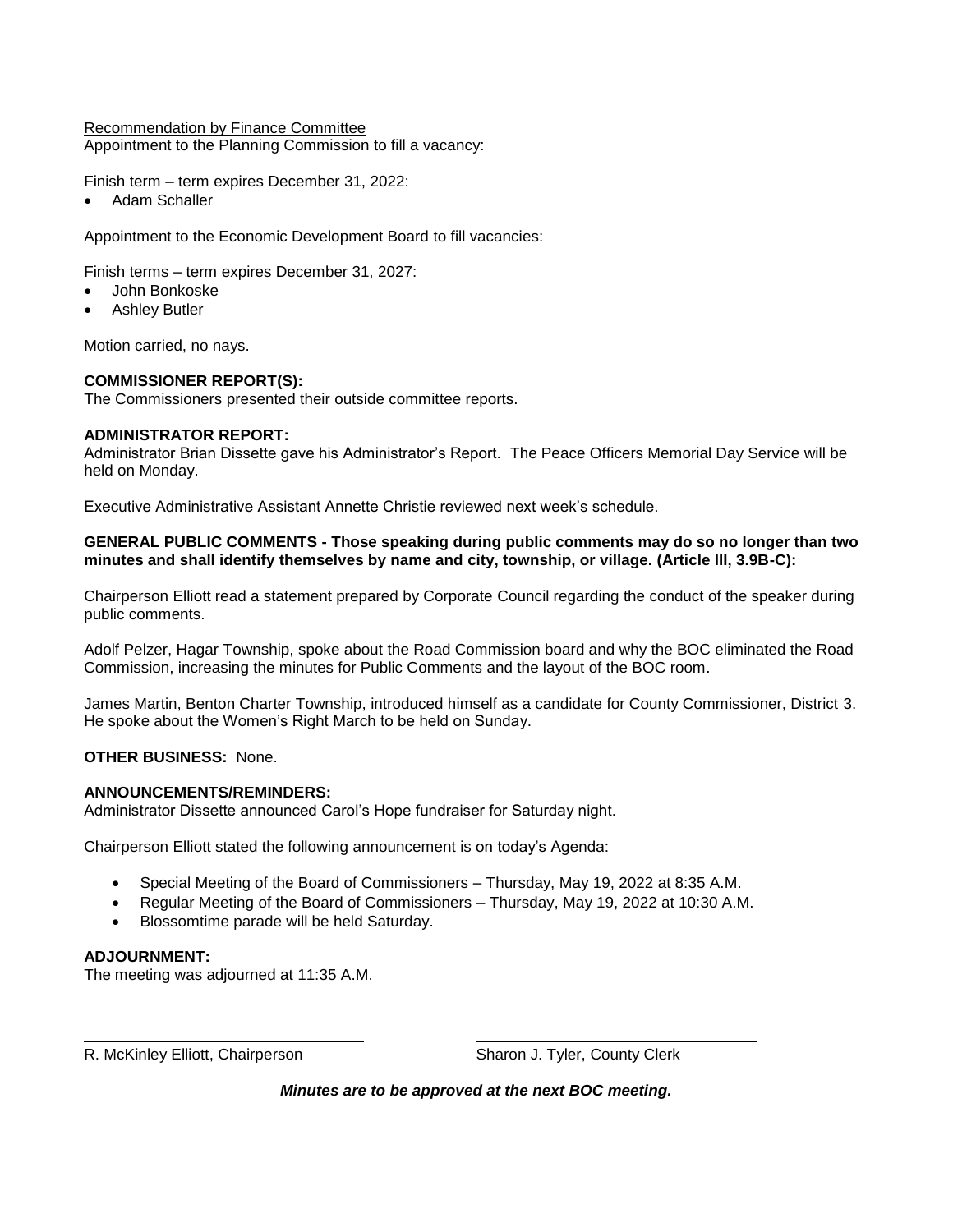Recommendation by Finance Committee

Appointment to the Planning Commission to fill a vacancy:

Finish term – term expires December 31, 2022:

- Adam Schaller

Appointment to the Economic Development Board to fill vacancies:

Finish terms – term expires December 31, 2027:

- John Bonkoske
- Ashley Butler

Motion carried, no nays.

**COMMISSIONER REPORT(S):**

The Commissioners presented their outside committee reports.

**ADMINISTRATOR REPORT:**

Administrator Brian Dissette gave his Administrator's Report. The Peace Officers Memorial Day Service will be held on Monday.

Executive Administrative Assistant Annette Christie reviewed next week's schedule.

**GENERAL PUBLIC COMMENTS - Those speaking during public comments may do so no longer than two minutes and shall identify themselves by name and city, township, or village. (Article III, 3.9B-C):**

Chairperson Elliott read a statement prepared by Corporate Council regarding the conduct of the speaker during public comments.

Adolf Pelzer, Hagar Township, spoke about the Road Commission board and why the BOC eliminated the Road Commission, increasing the minutes for Public Comments and the layout of the BOC room.

James Martin, Benton Charter Township, introduced himself as a candidate for County Commissioner, District 3. He spoke about the Women's Right March to be held on Sunday.

**OTHER BUSINESS:** None.

**ANNOUNCEMENTS/REMINDERS:**

Administrator Dissette announced Carol's Hope fundraiser for Saturday night.

Chairperson Elliott stated the following announcement is on today's Agenda:

- Special Meeting of the Board of Commissioners – Thursday, May 19, 2022 at 8:35 A.M.
- Regular Meeting of the Board of Commissioners – Thursday, May 19, 2022 at 10:30 A.M.
- Blossomtime parade will be held Saturday.

**ADJOURNMENT:**

The meeting was adjourned at 11:35 A.M.

R. McKinley Elliott, Chairperson

Sharon J. Tyler, County Clerk

***Minutes are to be approved at the next BOC meeting.***